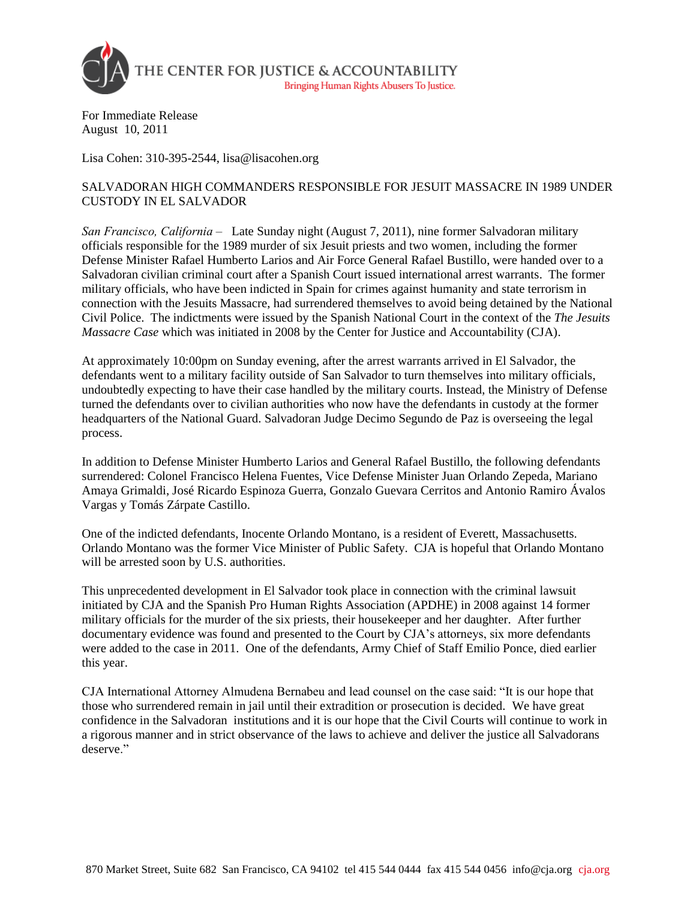THE CENTER FOR JUSTICE & ACCOUNTABILITY

Bringing Human Rights Abusers To Justice.

For Immediate Release
August 10, 2011

Lisa Cohen: 310-395-2544, lisa@lisacohen.org

SALVADORAN HIGH COMMANDERS RESPONSIBLE FOR JESUIT MASSACRE IN 1989 UNDER CUSTODY IN EL SALVADOR

*San Francisco, California* – Late Sunday night (August 7, 2011), nine former Salvadoran military officials responsible for the 1989 murder of six Jesuit priests and two women, including the former Defense Minister Rafael Humberto Larios and Air Force General Rafael Bustillo, were handed over to a Salvadoran civilian criminal court after a Spanish Court issued international arrest warrants. The former military officials, who have been indicted in Spain for crimes against humanity and state terrorism in connection with the Jesuits Massacre, had surrendered themselves to avoid being detained by the National Civil Police. The indictments were issued by the Spanish National Court in the context of the *The Jesuits Massacre Case* which was initiated in 2008 by the Center for Justice and Accountability (CJA).

At approximately 10:00pm on Sunday evening, after the arrest warrants arrived in El Salvador, the defendants went to a military facility outside of San Salvador to turn themselves into military officials, undoubtedly expecting to have their case handled by the military courts. Instead, the Ministry of Defense turned the defendants over to civilian authorities who now have the defendants in custody at the former headquarters of the National Guard. Salvadoran Judge Decimo Segundo de Paz is overseeing the legal process.

In addition to Defense Minister Humberto Larios and General Rafael Bustillo, the following defendants surrendered: Colonel Francisco Helena Fuentes, Vice Defense Minister Juan Orlando Zepeda, Mariano Amaya Grimaldi, José Ricardo Espinoza Guerra, Gonzalo Guevara Cerritos and Antonio Ramiro Ávalos Vargas y Tomás Zárpate Castillo.

One of the indicted defendants, Inocente Orlando Montano, is a resident of Everett, Massachusetts. Orlando Montano was the former Vice Minister of Public Safety. CJA is hopeful that Orlando Montano will be arrested soon by U.S. authorities.

This unprecedented development in El Salvador took place in connection with the criminal lawsuit initiated by CJA and the Spanish Pro Human Rights Association (APDHE) in 2008 against 14 former military officials for the murder of the six priests, their housekeeper and her daughter. After further documentary evidence was found and presented to the Court by CJA's attorneys, six more defendants were added to the case in 2011. One of the defendants, Army Chief of Staff Emilio Ponce, died earlier this year.

CJA International Attorney Almudena Bernabeu and lead counsel on the case said: "It is our hope that those who surrendered remain in jail until their extradition or prosecution is decided. We have great confidence in the Salvadoran institutions and it is our hope that the Civil Courts will continue to work in a rigorous manner and in strict observance of the laws to achieve and deliver the justice all Salvadorans deserve."

870 Market Street, Suite 682 San Francisco, CA 94102 tel 415 544 0444 fax 415 544 0456 info@cja.org cja.org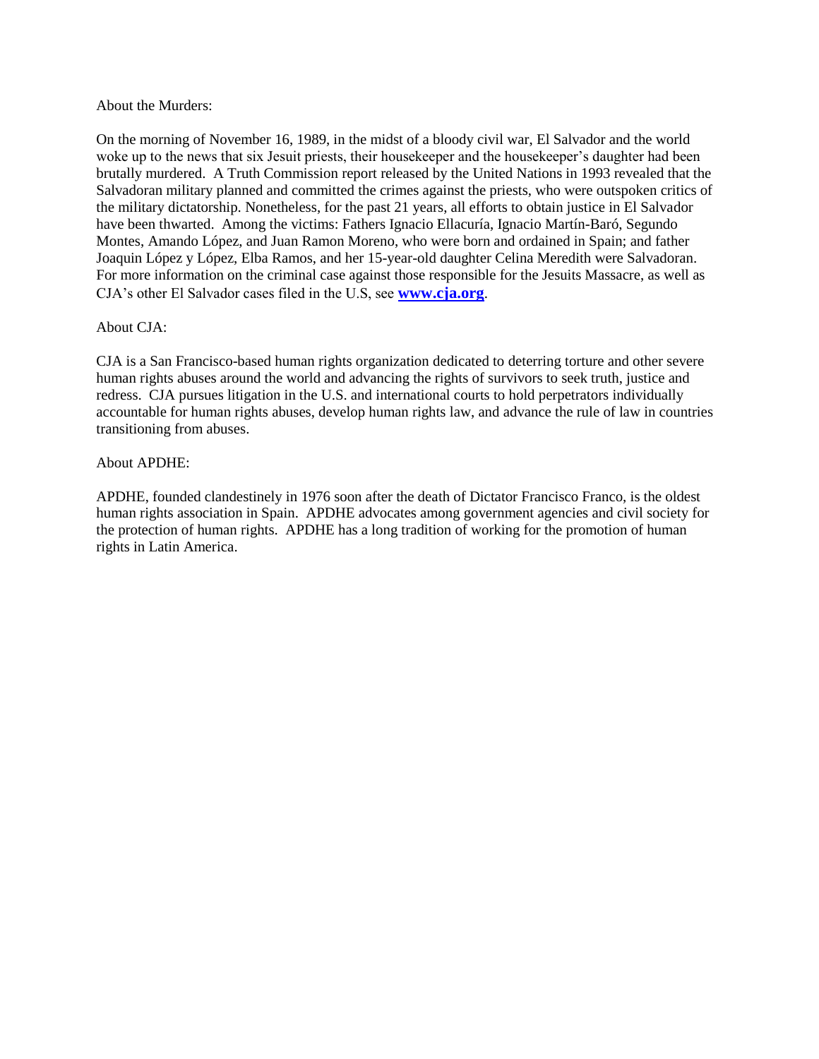About the Murders:

On the morning of November 16, 1989, in the midst of a bloody civil war, El Salvador and the world woke up to the news that six Jesuit priests, their housekeeper and the housekeeper's daughter had been brutally murdered. A Truth Commission report released by the United Nations in 1993 revealed that the Salvadoran military planned and committed the crimes against the priests, who were outspoken critics of the military dictatorship. Nonetheless, for the past 21 years, all efforts to obtain justice in El Salvador have been thwarted. Among the victims: Fathers Ignacio Ellacuría, Ignacio Martín-Baró, Segundo Montes, Amando López, and Juan Ramon Moreno, who were born and ordained in Spain; and father Joaquin López y López, Elba Ramos, and her 15-year-old daughter Celina Meredith were Salvadoran. For more information on the criminal case against those responsible for the Jesuits Massacre, as well as CJA's other El Salvador cases filed in the U.S, see **www.cja.org**.

About CJA:

CJA is a San Francisco-based human rights organization dedicated to deterring torture and other severe human rights abuses around the world and advancing the rights of survivors to seek truth, justice and redress. CJA pursues litigation in the U.S. and international courts to hold perpetrators individually accountable for human rights abuses, develop human rights law, and advance the rule of law in countries transitioning from abuses.

About APDHE:

APDHE, founded clandestinely in 1976 soon after the death of Dictator Francisco Franco, is the oldest human rights association in Spain. APDHE advocates among government agencies and civil society for the protection of human rights. APDHE has a long tradition of working for the promotion of human rights in Latin America.